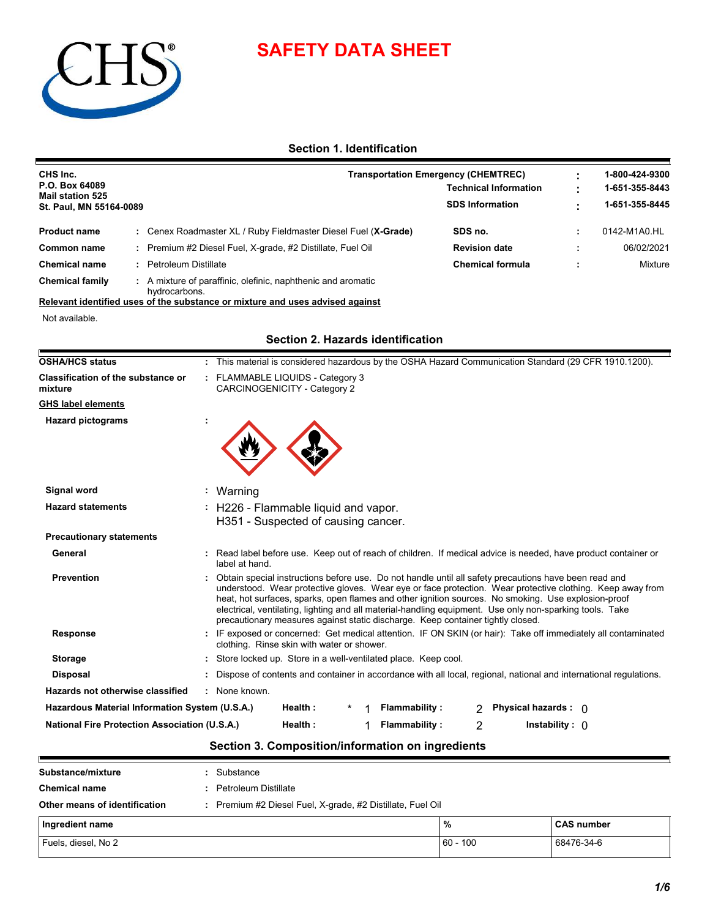# SAFETY DATA SHEET

## Section 1. Identification

**CHS Inc.**
**P.O. Box 64089**
**Mail station 525**
**St. Paul, MN 55164-0089**

| | | |
|---|---|---|
| **Transportation Emergency (CHEMTREC)** | : | **1-800-424-9300** |
| **Technical Information** | : | **1-651-355-8443** |
| **SDS Information** | : | **1-651-355-8445** |

| | | | | |
|---|---|---|---|---|
| **Product name** | : Cenex Roadmaster XL / Ruby Fieldmaster Diesel Fuel (**X-Grade**) | **SDS no.** | : | 0142-M1A0.HL |
| **Common name** | : Premium #2 Diesel Fuel, X-grade, #2 Distillate, Fuel Oil | **Revision date** | : | 06/02/2021 |
| **Chemical name** | : Petroleum Distillate | **Chemical formula** | : | Mixture |
| **Chemical family** | : A mixture of paraffinic, olefinic, naphthenic and aromatic hydrocarbons. | | | |

**Relevant identified uses of the substance or mixture and uses advised against**

Not available.

## Section 2. Hazards identification

**OSHA/HCS status** : This material is considered hazardous by the OSHA Hazard Communication Standard (29 CFR 1910.1200).

**Classification of the substance or mixture** : FLAMMABLE LIQUIDS - Category 3
CARCINOGENICITY - Category 2

**GHS label elements**

**Hazard pictograms** :

**Signal word** : Warning

**Hazard statements** : H226 - Flammable liquid and vapor.
H351 - Suspected of causing cancer.

**Precautionary statements**

**General** : Read label before use. Keep out of reach of children. If medical advice is needed, have product container or label at hand.

**Prevention** : Obtain special instructions before use. Do not handle until all safety precautions have been read and understood. Wear protective gloves. Wear eye or face protection. Wear protective clothing. Keep away from heat, hot surfaces, sparks, open flames and other ignition sources. No smoking. Use explosion-proof electrical, ventilating, lighting and all material-handling equipment. Use only non-sparking tools. Take precautionary measures against static discharge. Keep container tightly closed.

**Response** : IF exposed or concerned: Get medical attention. IF ON SKIN (or hair): Take off immediately all contaminated clothing. Rinse skin with water or shower.

**Storage** : Store locked up. Store in a well-ventilated place. Keep cool.

**Disposal** : Dispose of contents and container in accordance with all local, regional, national and international regulations.

**Hazards not otherwise classified** : None known.

| | | | | | | |
|---|---|---|---|---|---|---|
| **Hazardous Material Information System (U.S.A.)** | **Health :** | * 1 | **Flammability :** | 2 | **Physical hazards :** | 0 |
| **National Fire Protection Association (U.S.A.)** | **Health :** | 1 | **Flammability :** | 2 | **Instability :** | 0 |

## Section 3. Composition/information on ingredients

**Substance/mixture** : Substance

**Chemical name** : Petroleum Distillate

**Other means of identification** : Premium #2 Diesel Fuel, X-grade, #2 Distillate, Fuel Oil

| Ingredient name | % | CAS number |
|---|---|---|
| Fuels, diesel, No 2 | 60 - 100 | 68476-34-6 |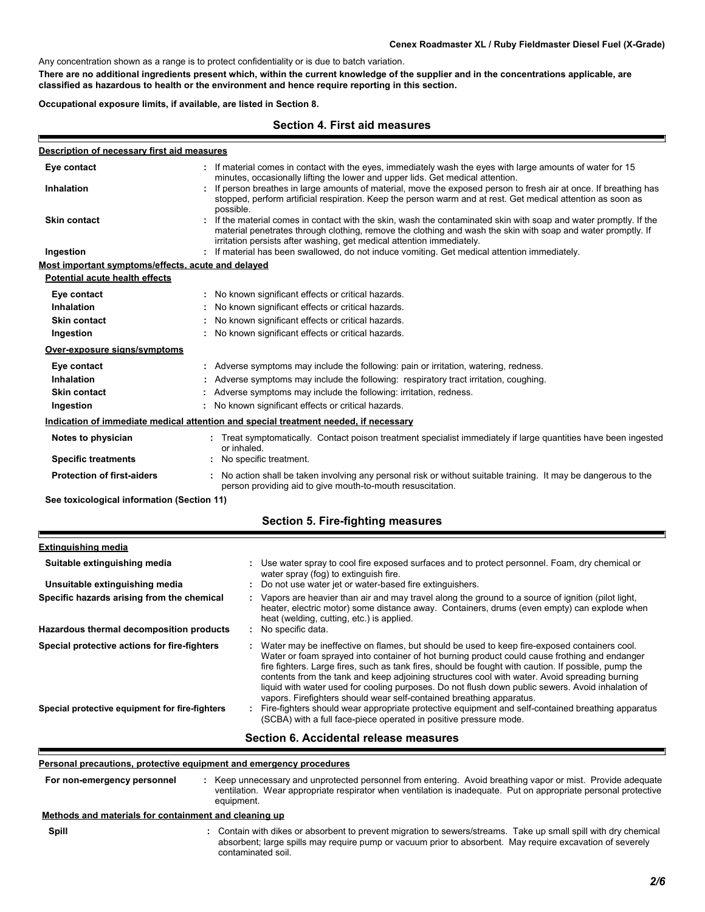Any concentration shown as a range is to protect confidentiality or is due to batch variation.

**There are no additional ingredients present which, within the current knowledge of the supplier and in the concentrations applicable, are classified as hazardous to health or the environment and hence require reporting in this section.**

**Occupational exposure limits, if available, are listed in Section 8.**

## Section 4. First aid measures

**Description of necessary first aid measures**

**Eye contact** : If material comes in contact with the eyes, immediately wash the eyes with large amounts of water for 15 minutes, occasionally lifting the lower and upper lids. Get medical attention.

**Inhalation** : If person breathes in large amounts of material, move the exposed person to fresh air at once. If breathing has stopped, perform artificial respiration. Keep the person warm and at rest. Get medical attention as soon as possible.

**Skin contact** : If the material comes in contact with the skin, wash the contaminated skin with soap and water promptly. If the material penetrates through clothing, remove the clothing and wash the skin with soap and water promptly. If irritation persists after washing, get medical attention immediately.

**Ingestion** : If material has been swallowed, do not induce vomiting. Get medical attention immediately.

**Most important symptoms/effects, acute and delayed**

**Potential acute health effects**

**Eye contact** : No known significant effects or critical hazards.

**Inhalation** : No known significant effects or critical hazards.

**Skin contact** : No known significant effects or critical hazards.

**Ingestion** : No known significant effects or critical hazards.

**Over-exposure signs/symptoms**

**Eye contact** : Adverse symptoms may include the following: pain or irritation, watering, redness.

**Inhalation** : Adverse symptoms may include the following: respiratory tract irritation, coughing.

**Skin contact** : Adverse symptoms may include the following: irritation, redness.

**Ingestion** : No known significant effects or critical hazards.

**Indication of immediate medical attention and special treatment needed, if necessary**

**Notes to physician** : Treat symptomatically. Contact poison treatment specialist immediately if large quantities have been ingested or inhaled.

**Specific treatments** : No specific treatment.

**Protection of first-aiders** : No action shall be taken involving any personal risk or without suitable training. It may be dangerous to the person providing aid to give mouth-to-mouth resuscitation.

**See toxicological information (Section 11)**

## Section 5. Fire-fighting measures

**Extinguishing media**

**Suitable extinguishing media** : Use water spray to cool fire exposed surfaces and to protect personnel. Foam, dry chemical or water spray (fog) to extinguish fire.

**Unsuitable extinguishing media** : Do not use water jet or water-based fire extinguishers.

**Specific hazards arising from the chemical** : Vapors are heavier than air and may travel along the ground to a source of ignition (pilot light, heater, electric motor) some distance away. Containers, drums (even empty) can explode when heat (welding, cutting, etc.) is applied.

**Hazardous thermal decomposition products** : No specific data.

**Special protective actions for fire-fighters** : Water may be ineffective on flames, but should be used to keep fire-exposed containers cool. Water or foam sprayed into container of hot burning product could cause frothing and endanger fire fighters. Large fires, such as tank fires, should be fought with caution. If possible, pump the contents from the tank and keep adjoining structures cool with water. Avoid spreading burning liquid with water used for cooling purposes. Do not flush down public sewers. Avoid inhalation of vapors. Firefighters should wear self-contained breathing apparatus.

**Special protective equipment for fire-fighters** : Fire-fighters should wear appropriate protective equipment and self-contained breathing apparatus (SCBA) with a full face-piece operated in positive pressure mode.

## Section 6. Accidental release measures

**Personal precautions, protective equipment and emergency procedures**

**For non-emergency personnel** : Keep unnecessary and unprotected personnel from entering. Avoid breathing vapor or mist. Provide adequate ventilation. Wear appropriate respirator when ventilation is inadequate. Put on appropriate personal protective equipment.

**Methods and materials for containment and cleaning up**

**Spill** : Contain with dikes or absorbent to prevent migration to sewers/streams. Take up small spill with dry chemical absorbent; large spills may require pump or vacuum prior to absorbent. May require excavation of severely contaminated soil.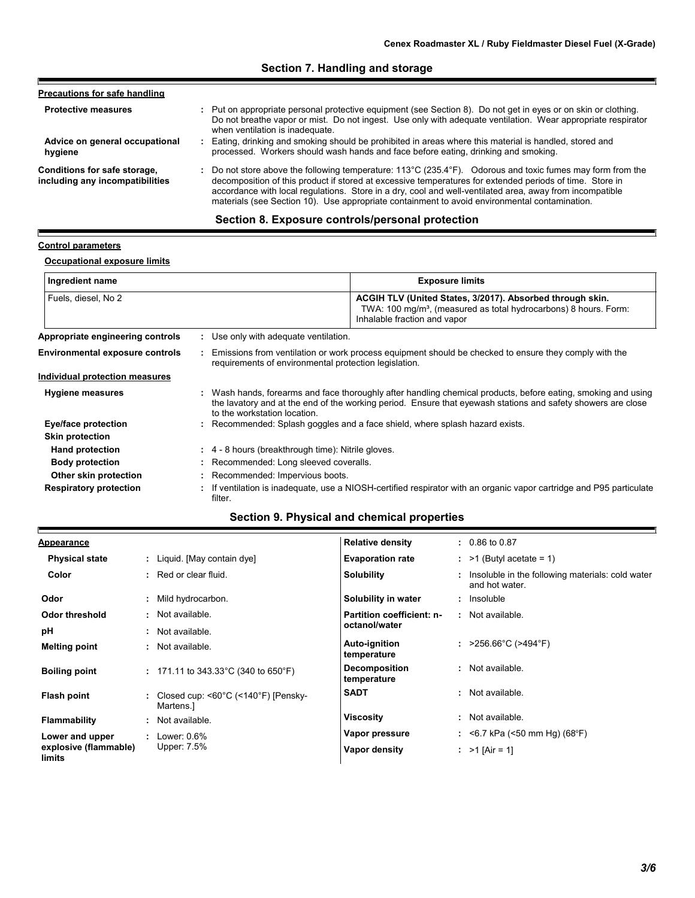## Section 7. Handling and storage

**Precautions for safe handling**

**Protective measures** : Put on appropriate personal protective equipment (see Section 8). Do not get in eyes or on skin or clothing. Do not breathe vapor or mist. Do not ingest. Use only with adequate ventilation. Wear appropriate respirator when ventilation is inadequate.

**Advice on general occupational hygiene** : Eating, drinking and smoking should be prohibited in areas where this material is handled, stored and processed. Workers should wash hands and face before eating, drinking and smoking.

**Conditions for safe storage, including any incompatibilities** : Do not store above the following temperature: 113°C (235.4°F). Odorous and toxic fumes may form from the decomposition of this product if stored at excessive temperatures for extended periods of time. Store in accordance with local regulations. Store in a dry, cool and well-ventilated area, away from incompatible materials (see Section 10). Use appropriate containment to avoid environmental contamination.

## Section 8. Exposure controls/personal protection

**Control parameters**

**Occupational exposure limits**

| Ingredient name | Exposure limits |
|---|---|
| Fuels, diesel, No 2 | **ACGIH TLV (United States, 3/2017). Absorbed through skin.** TWA: 100 mg/m³, (measured as total hydrocarbons) 8 hours. Form: Inhalable fraction and vapor |

**Appropriate engineering controls** : Use only with adequate ventilation.

**Environmental exposure controls** : Emissions from ventilation or work process equipment should be checked to ensure they comply with the requirements of environmental protection legislation.

**Individual protection measures**

**Hygiene measures** : Wash hands, forearms and face thoroughly after handling chemical products, before eating, smoking and using the lavatory and at the end of the working period. Ensure that eyewash stations and safety showers are close to the workstation location.

**Eye/face protection** : Recommended: Splash goggles and a face shield, where splash hazard exists.

**Skin protection**

**Hand protection** : 4 - 8 hours (breakthrough time): Nitrile gloves.

**Body protection** : Recommended: Long sleeved coveralls.

**Other skin protection** : Recommended: Impervious boots.

**Respiratory protection** : If ventilation is inadequate, use a NIOSH-certified respirator with an organic vapor cartridge and P95 particulate filter.

## Section 9. Physical and chemical properties

**Appearance**

**Physical state** : Liquid. [May contain dye]

**Color** : Red or clear fluid.

**Odor** : Mild hydrocarbon.

**Odor threshold** : Not available.

**pH** : Not available.

**Melting point** : Not available.

**Boiling point** : 171.11 to 343.33°C (340 to 650°F)

**Flash point** : Closed cup: <60°C (<140°F) [Pensky-Martens.]

**Flammability** : Not available.

**Lower and upper explosive (flammable) limits** : Lower: 0.6%
Upper: 7.5%

**Relative density** : 0.86 to 0.87

**Evaporation rate** : >1 (Butyl acetate = 1)

**Solubility** : Insoluble in the following materials: cold water and hot water.

**Solubility in water** : Insoluble

**Partition coefficient: n-octanol/water** : Not available.

**Auto-ignition temperature** : >256.66°C (>494°F)

**Decomposition temperature** : Not available.

**SADT** : Not available.

**Viscosity** : Not available.

**Vapor pressure** : <6.7 kPa (<50 mm Hg) (68°F)

**Vapor density** : >1 [Air = 1]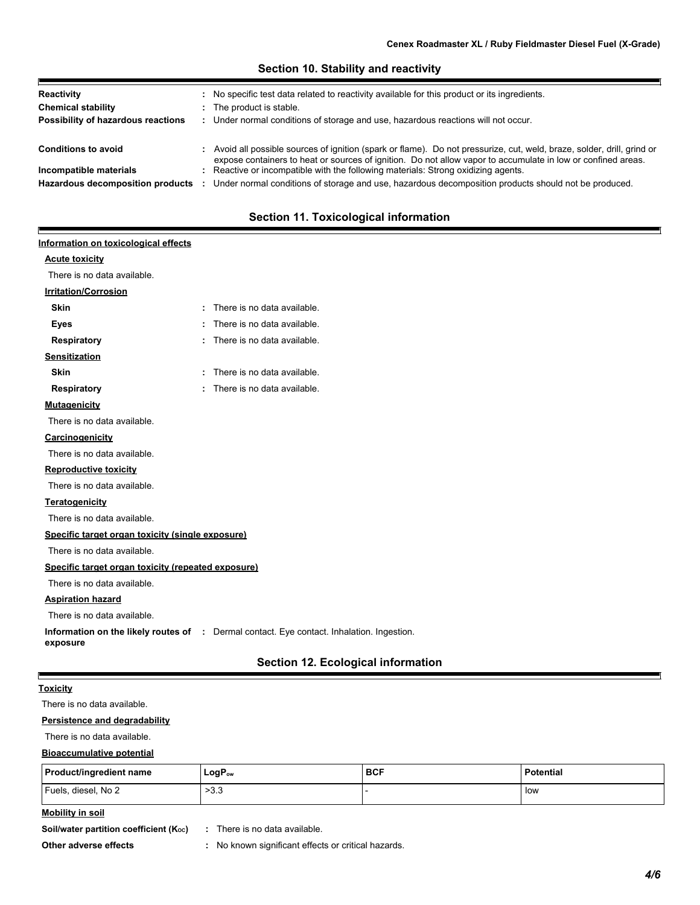## Section 10. Stability and reactivity

**Reactivity** : No specific test data related to reactivity available for this product or its ingredients.

**Chemical stability** : The product is stable.

**Possibility of hazardous reactions** : Under normal conditions of storage and use, hazardous reactions will not occur.

**Conditions to avoid** : Avoid all possible sources of ignition (spark or flame). Do not pressurize, cut, weld, braze, solder, drill, grind or expose containers to heat or sources of ignition. Do not allow vapor to accumulate in low or confined areas.

**Incompatible materials** : Reactive or incompatible with the following materials: Strong oxidizing agents.

**Hazardous decomposition products** : Under normal conditions of storage and use, hazardous decomposition products should not be produced.

## Section 11. Toxicological information

**Information on toxicological effects**

**Acute toxicity**

There is no data available.

**Irritation/Corrosion**

**Skin** : There is no data available.

**Eyes** : There is no data available.

**Respiratory** : There is no data available.

**Sensitization**

**Skin** : There is no data available.

**Respiratory** : There is no data available.

**Mutagenicity**

There is no data available.

**Carcinogenicity**

There is no data available.

**Reproductive toxicity**

There is no data available.

**Teratogenicity**

There is no data available.

**Specific target organ toxicity (single exposure)**

There is no data available.

**Specific target organ toxicity (repeated exposure)**

There is no data available.

**Aspiration hazard**

There is no data available.

**Information on the likely routes of exposure** : Dermal contact. Eye contact. Inhalation. Ingestion.

## Section 12. Ecological information

**Toxicity**

There is no data available.

**Persistence and degradability**

There is no data available.

**Bioaccumulative potential**

| Product/ingredient name | $LogP_{ow}$ | BCF | Potential |
|---|---|---|---|
| Fuels, diesel, No 2 | >3.3 | - | low |

**Mobility in soil**

**Soil/water partition coefficient ($K_{OC}$)** : There is no data available.

**Other adverse effects** : No known significant effects or critical hazards.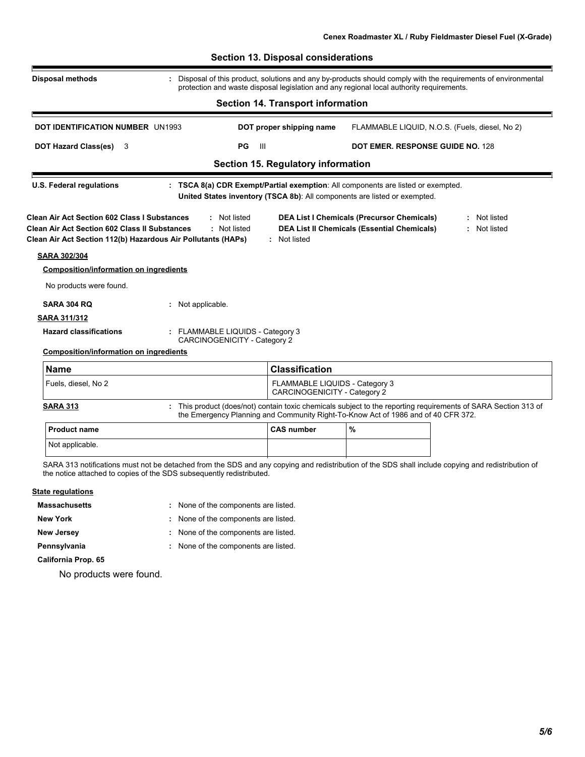## Section 13. Disposal considerations

**Disposal methods** : Disposal of this product, solutions and any by-products should comply with the requirements of environmental protection and waste disposal legislation and any regional local authority requirements.

## Section 14. Transport information

| | | | |
|---|---|---|---|
| **DOT IDENTIFICATION NUMBER** UN1993 | | **DOT proper shipping name** | FLAMMABLE LIQUID, N.O.S. (Fuels, diesel, No 2) |
| **DOT Hazard Class(es)** 3 | **PG** III | | **DOT EMER. RESPONSE GUIDE NO.** 128 |

## Section 15. Regulatory information

**U.S. Federal regulations** : **TSCA 8(a) CDR Exempt/Partial exemption**: All components are listed or exempted.
**United States inventory (TSCA 8b)**: All components are listed or exempted.

**Clean Air Act Section 602 Class I Substances** : Not listed
**Clean Air Act Section 602 Class II Substances** : Not listed
**Clean Air Act Section 112(b) Hazardous Air Pollutants (HAPs)** : Not listed
**DEA List I Chemicals (Precursor Chemicals)** : Not listed
**DEA List II Chemicals (Essential Chemicals)** : Not listed

**SARA 302/304**

**Composition/information on ingredients**

No products were found.

**SARA 304 RQ** : Not applicable.

**SARA 311/312**

**Hazard classifications** : FLAMMABLE LIQUIDS - Category 3
CARCINOGENICITY - Category 2

**Composition/information on ingredients**

| Name | Classification |
|---|---|
| Fuels, diesel, No 2 | FLAMMABLE LIQUIDS - Category 3<br>CARCINOGENICITY - Category 2 |

**SARA 313** : This product (does/not) contain toxic chemicals subject to the reporting requirements of SARA Section 313 of the Emergency Planning and Community Right-To-Know Act of 1986 and of 40 CFR 372.

| Product name | CAS number | % |
|---|---|---|
| Not applicable. | | |

SARA 313 notifications must not be detached from the SDS and any copying and redistribution of the SDS shall include copying and redistribution of the notice attached to copies of the SDS subsequently redistributed.

**State regulations**

**Massachusetts** : None of the components are listed.
**New York** : None of the components are listed.
**New Jersey** : None of the components are listed.
**Pennsylvania** : None of the components are listed.

**California Prop. 65**

No products were found.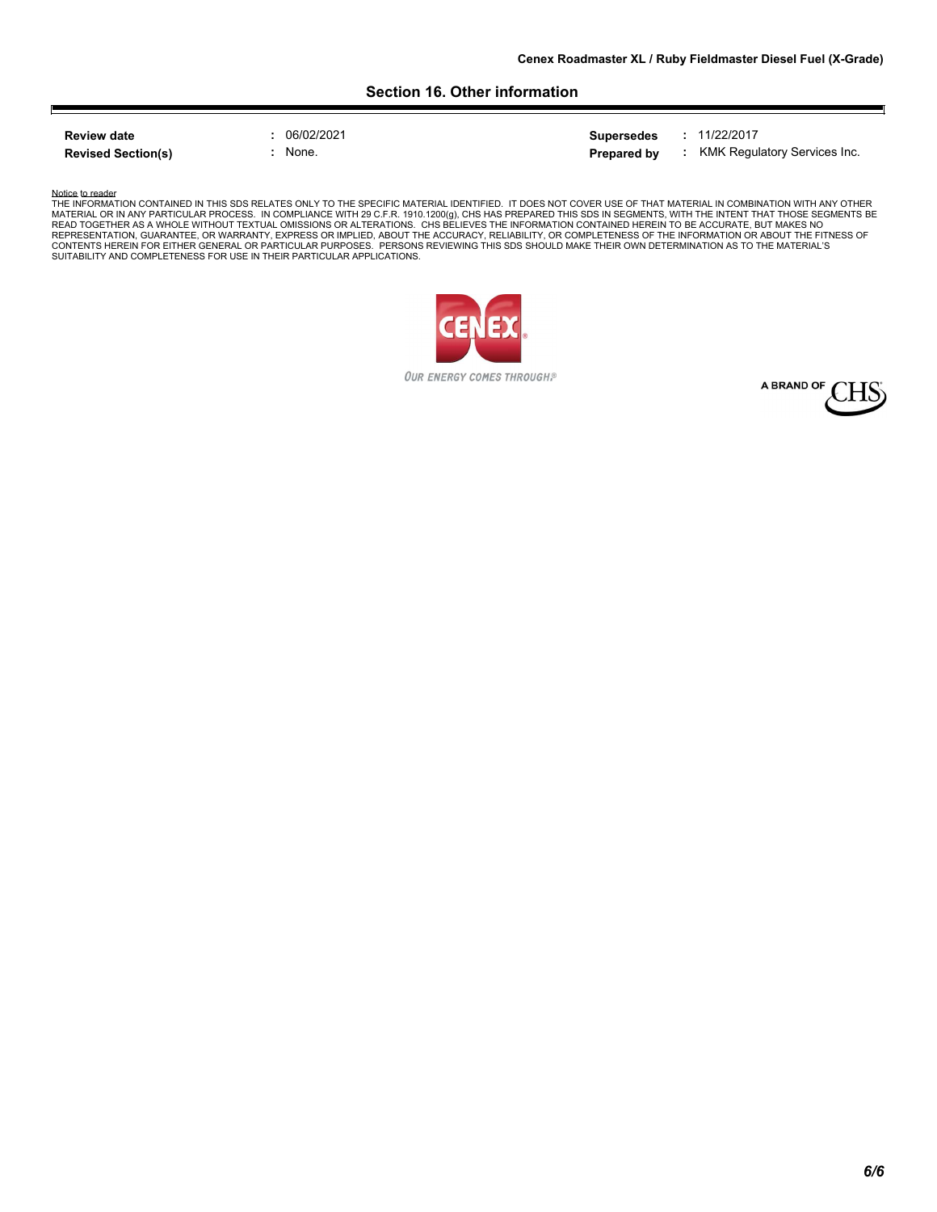## Section 16. Other information

| | | | |
|---|---|---|---|
| **Review date** | : 06/02/2021 | **Supersedes** | : 11/22/2017 |
| **Revised Section(s)** | : None. | **Prepared by** | : KMK Regulatory Services Inc. |

Notice to reader

THE INFORMATION CONTAINED IN THIS SDS RELATES ONLY TO THE SPECIFIC MATERIAL IDENTIFIED. IT DOES NOT COVER USE OF THAT MATERIAL IN COMBINATION WITH ANY OTHER MATERIAL OR IN ANY PARTICULAR PROCESS. IN COMPLIANCE WITH 29 C.F.R. 1910.1200(g), CHS HAS PREPARED THIS SDS IN SEGMENTS, WITH THE INTENT THAT THOSE SEGMENTS BE READ TOGETHER AS A WHOLE WITHOUT TEXTUAL OMISSIONS OR ALTERATIONS. CHS BELIEVES THE INFORMATION CONTAINED HEREIN TO BE ACCURATE, BUT MAKES NO REPRESENTATION, GUARANTEE, OR WARRANTY, EXPRESS OR IMPLIED, ABOUT THE ACCURACY, RELIABILITY, OR COMPLETENESS OF THE INFORMATION OR ABOUT THE FITNESS OF CONTENTS HEREIN FOR EITHER GENERAL OR PARTICULAR PURPOSES. PERSONS REVIEWING THIS SDS SHOULD MAKE THEIR OWN DETERMINATION AS TO THE MATERIAL'S SUITABILITY AND COMPLETENESS FOR USE IN THEIR PARTICULAR APPLICATIONS.

CENEX®

*OUR ENERGY COMES THROUGH.®*

A BRAND OF CHS®